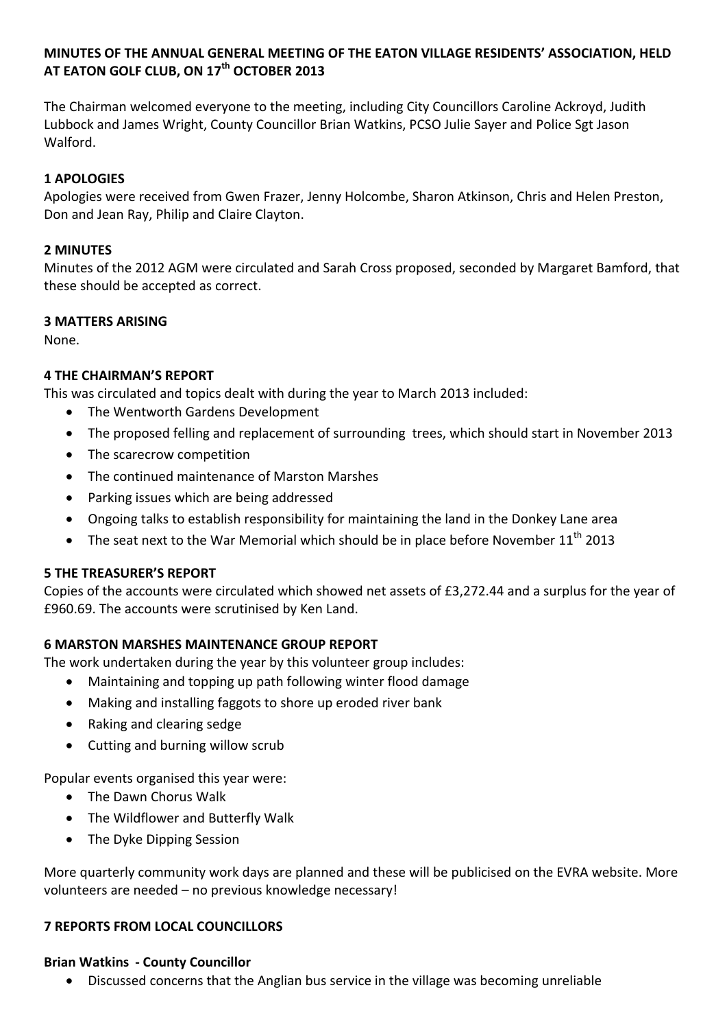**MINUTES OF THE ANNUAL GENERAL MEETING OF THE EATON VILLAGE RESIDENTS' ASSOCIATION, HELD AT EATON GOLF CLUB, ON 17th OCTOBER 2013**

The Chairman welcomed everyone to the meeting, including City Councillors Caroline Ackroyd, Judith Lubbock and James Wright, County Councillor Brian Watkins, PCSO Julie Sayer and Police Sgt Jason Walford.

**1 APOLOGIES**

Apologies were received from Gwen Frazer, Jenny Holcombe, Sharon Atkinson, Chris and Helen Preston, Don and Jean Ray, Philip and Claire Clayton.

**2 MINUTES**

Minutes of the 2012 AGM were circulated and Sarah Cross proposed, seconded by Margaret Bamford, that these should be accepted as correct.

**3 MATTERS ARISING**

None.

**4 THE CHAIRMAN'S REPORT**

This was circulated and topics dealt with during the year to March 2013 included:

- The Wentworth Gardens Development
- The proposed felling and replacement of surrounding trees, which should start in November 2013
- The scarecrow competition
- The continued maintenance of Marston Marshes
- Parking issues which are being addressed
- Ongoing talks to establish responsibility for maintaining the land in the Donkey Lane area
- The seat next to the War Memorial which should be in place before November 11th 2013

**5 THE TREASURER'S REPORT**

Copies of the accounts were circulated which showed net assets of £3,272.44 and a surplus for the year of £960.69. The accounts were scrutinised by Ken Land.

**6 MARSTON MARSHES MAINTENANCE GROUP REPORT**

The work undertaken during the year by this volunteer group includes:

- Maintaining and topping up path following winter flood damage
- Making and installing faggots to shore up eroded river bank
- Raking and clearing sedge
- Cutting and burning willow scrub

Popular events organised this year were:

- The Dawn Chorus Walk
- The Wildflower and Butterfly Walk
- The Dyke Dipping Session

More quarterly community work days are planned and these will be publicised on the EVRA website. More volunteers are needed – no previous knowledge necessary!

**7 REPORTS FROM LOCAL COUNCILLORS**

**Brian Watkins - County Councillor**

- Discussed concerns that the Anglian bus service in the village was becoming unreliable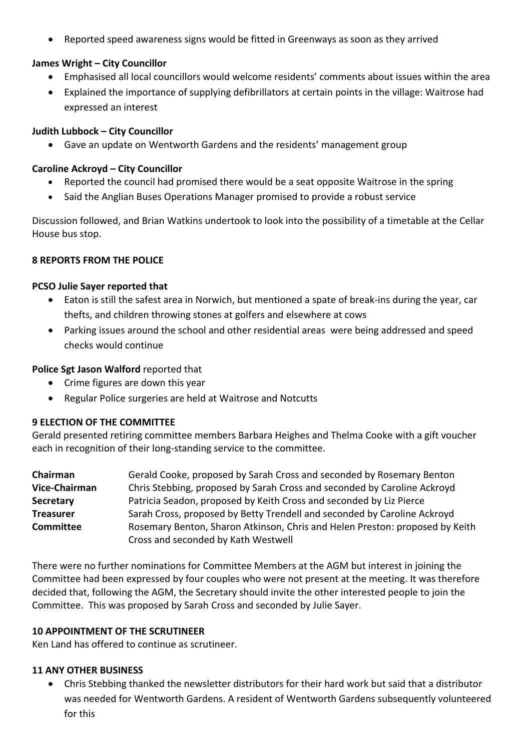- Reported speed awareness signs would be fitted in Greenways as soon as they arrived

**James Wright – City Councillor**

- Emphasised all local councillors would welcome residents' comments about issues within the area
- Explained the importance of supplying defibrillators at certain points in the village: Waitrose had expressed an interest

**Judith Lubbock – City Councillor**

- Gave an update on Wentworth Gardens and the residents' management group

**Caroline Ackroyd – City Councillor**

- Reported the council had promised there would be a seat opposite Waitrose in the spring
- Said the Anglian Buses Operations Manager promised to provide a robust service

Discussion followed, and Brian Watkins undertook to look into the possibility of a timetable at the Cellar House bus stop.

## 8 REPORTS FROM THE POLICE

**PCSO Julie Sayer reported that**

- Eaton is still the safest area in Norwich, but mentioned a spate of break-ins during the year, car thefts, and children throwing stones at golfers and elsewhere at cows
- Parking issues around the school and other residential areas were being addressed and speed checks would continue

**Police Sgt Jason Walford** reported that

- Crime figures are down this year
- Regular Police surgeries are held at Waitrose and Notcutts

## 9 ELECTION OF THE COMMITTEE

Gerald presented retiring committee members Barbara Heighes and Thelma Cooke with a gift voucher each in recognition of their long-standing service to the committee.

| | |
|---|---|
| **Chairman** | Gerald Cooke, proposed by Sarah Cross and seconded by Rosemary Benton |
| **Vice-Chairman** | Chris Stebbing, proposed by Sarah Cross and seconded by Caroline Ackroyd |
| **Secretary** | Patricia Seadon, proposed by Keith Cross and seconded by Liz Pierce |
| **Treasurer** | Sarah Cross, proposed by Betty Trendell and seconded by Caroline Ackroyd |
| **Committee** | Rosemary Benton, Sharon Atkinson, Chris and Helen Preston: proposed by Keith Cross and seconded by Kath Westwell |

There were no further nominations for Committee Members at the AGM but interest in joining the Committee had been expressed by four couples who were not present at the meeting. It was therefore decided that, following the AGM, the Secretary should invite the other interested people to join the Committee. This was proposed by Sarah Cross and seconded by Julie Sayer.

## 10 APPOINTMENT OF THE SCRUTINEER

Ken Land has offered to continue as scrutineer.

## 11 ANY OTHER BUSINESS

- Chris Stebbing thanked the newsletter distributors for their hard work but said that a distributor was needed for Wentworth Gardens. A resident of Wentworth Gardens subsequently volunteered for this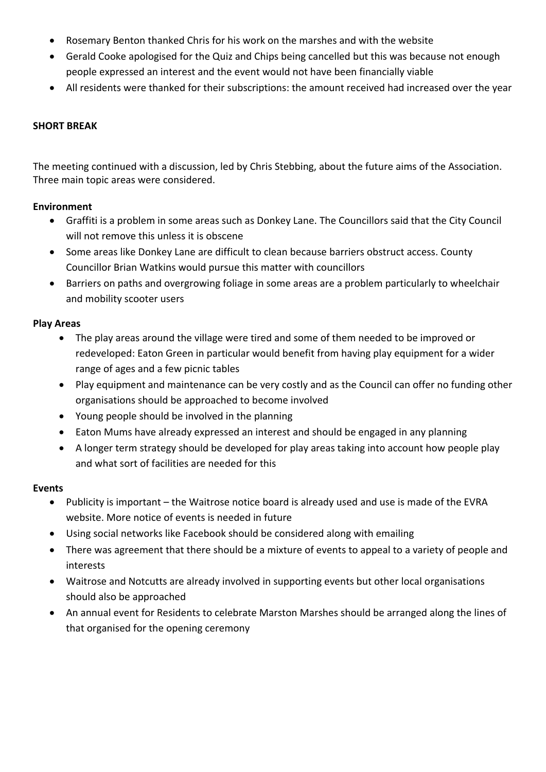- Rosemary Benton thanked Chris for his work on the marshes and with the website
- Gerald Cooke apologised for the Quiz and Chips being cancelled but this was because not enough people expressed an interest and the event would not have been financially viable
- All residents were thanked for their subscriptions: the amount received had increased over the year

**SHORT BREAK**

The meeting continued with a discussion, led by Chris Stebbing, about the future aims of the Association. Three main topic areas were considered.

**Environment**

- Graffiti is a problem in some areas such as Donkey Lane. The Councillors said that the City Council will not remove this unless it is obscene
- Some areas like Donkey Lane are difficult to clean because barriers obstruct access. County Councillor Brian Watkins would pursue this matter with councillors
- Barriers on paths and overgrowing foliage in some areas are a problem particularly to wheelchair and mobility scooter users

**Play Areas**

- The play areas around the village were tired and some of them needed to be improved or redeveloped: Eaton Green in particular would benefit from having play equipment for a wider range of ages and a few picnic tables
- Play equipment and maintenance can be very costly and as the Council can offer no funding other organisations should be approached to become involved
- Young people should be involved in the planning
- Eaton Mums have already expressed an interest and should be engaged in any planning
- A longer term strategy should be developed for play areas taking into account how people play and what sort of facilities are needed for this

**Events**

- Publicity is important – the Waitrose notice board is already used and use is made of the EVRA website. More notice of events is needed in future
- Using social networks like Facebook should be considered along with emailing
- There was agreement that there should be a mixture of events to appeal to a variety of people and interests
- Waitrose and Notcutts are already involved in supporting events but other local organisations should also be approached
- An annual event for Residents to celebrate Marston Marshes should be arranged along the lines of that organised for the opening ceremony